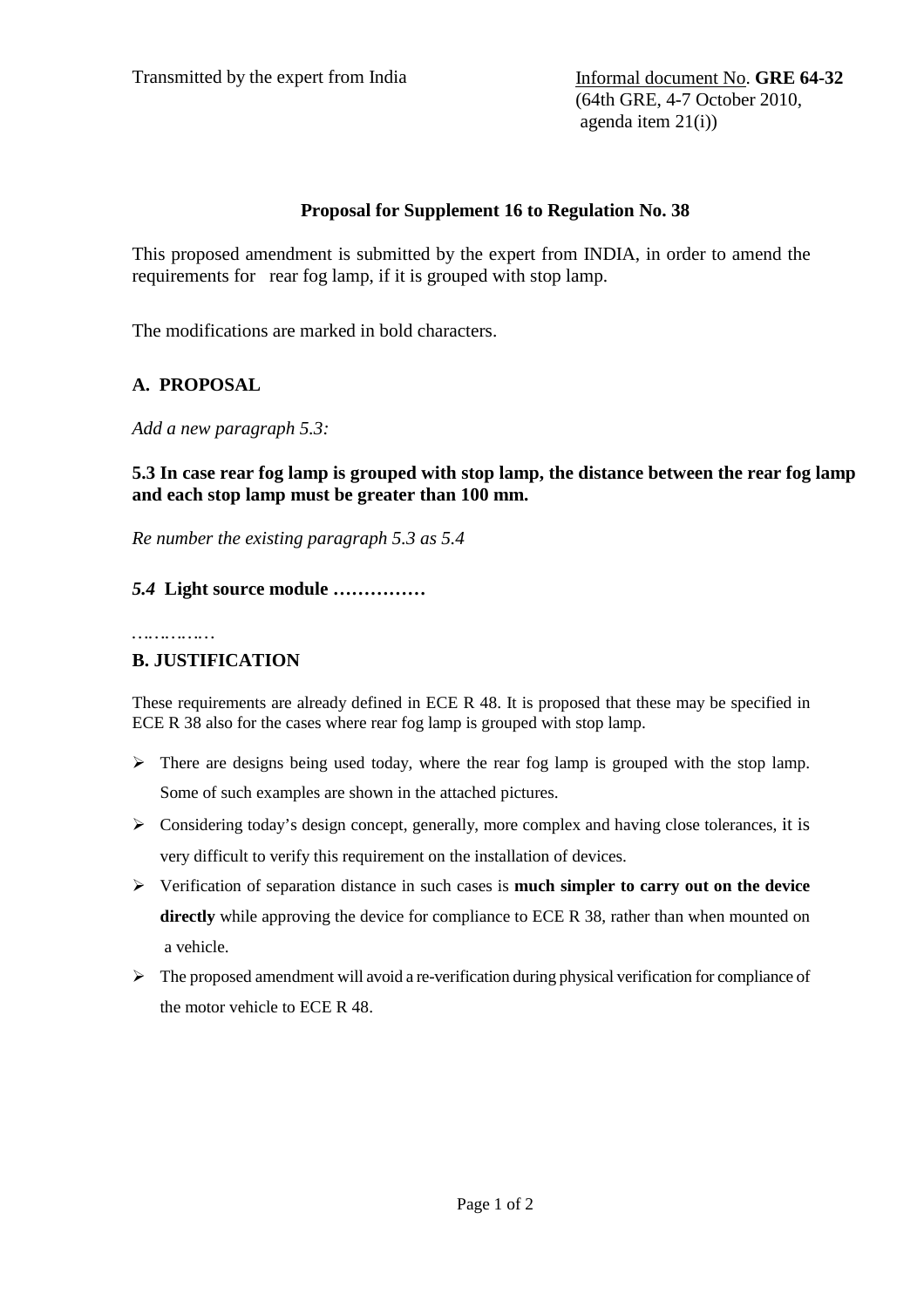Transmitted by the expert from India

Informal document No. **GRE 64-32**
(64th GRE, 4-7 October 2010,
agenda item 21(i))

**Proposal for Supplement 16 to Regulation No. 38**

This proposed amendment is submitted by the expert from INDIA, in order to amend the requirements for rear fog lamp, if it is grouped with stop lamp.

The modifications are marked in bold characters.

## A. PROPOSAL

*Add a new paragraph 5.3:*

**5.3 In case rear fog lamp is grouped with stop lamp, the distance between the rear fog lamp and each stop lamp must be greater than 100 mm.**

*Re number the existing paragraph 5.3 as 5.4*

***5.4*** **Light source module ……………**

……………

## B. JUSTIFICATION

These requirements are already defined in ECE R 48. It is proposed that these may be specified in ECE R 38 also for the cases where rear fog lamp is grouped with stop lamp.

- There are designs being used today, where the rear fog lamp is grouped with the stop lamp. Some of such examples are shown in the attached pictures.
- Considering today's design concept, generally, more complex and having close tolerances, it is very difficult to verify this requirement on the installation of devices.
- Verification of separation distance in such cases is **much simpler to carry out on the device directly** while approving the device for compliance to ECE R 38, rather than when mounted on a vehicle.
- The proposed amendment will avoid a re-verification during physical verification for compliance of the motor vehicle to ECE R 48.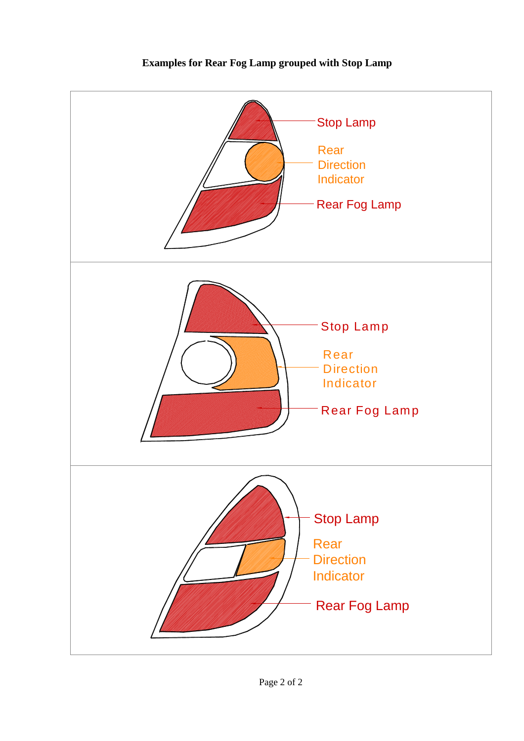**Examples for Rear Fog Lamp grouped with Stop Lamp**

Stop Lamp

Rear Direction Indicator

Rear Fog Lamp

Stop Lamp

Rear Direction Indicator

Rear Fog Lamp

Stop Lamp

Rear Direction Indicator

Rear Fog Lamp